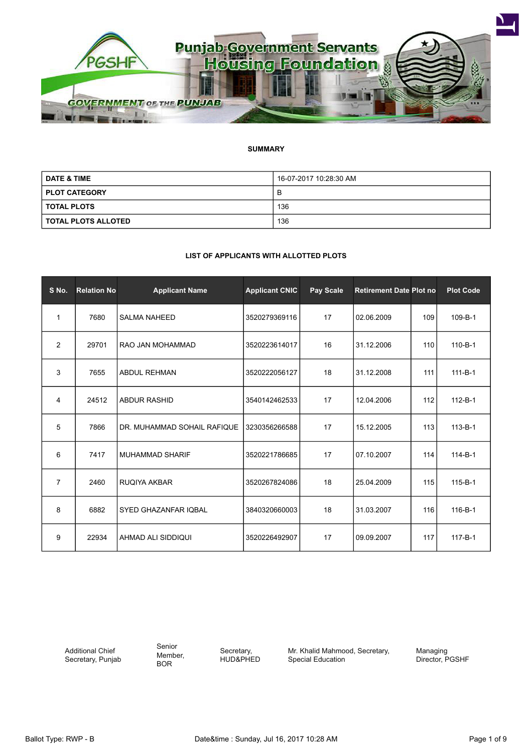# Punjab Government Servants Housing Foundation

GOVERNMENT OF THE PUNJAB

**SUMMARY**

| | |
|---|---|
| **DATE & TIME** | 16-07-2017 10:28:30 AM |
| **PLOT CATEGORY** | B |
| **TOTAL PLOTS** | 136 |
| **TOTAL PLOTS ALLOTED** | 136 |

**LIST OF APPLICANTS WITH ALLOTTED PLOTS**

| S No. | Relation No | Applicant Name | Applicant CNIC | Pay Scale | Retirement Date | Plot no | Plot Code |
|---|---|---|---|---|---|---|---|
| 1 | 7680 | SALMA NAHEED | 3520279369116 | 17 | 02.06.2009 | 109 | 109-B-1 |
| 2 | 29701 | RAO JAN MOHAMMAD | 3520223614017 | 16 | 31.12.2006 | 110 | 110-B-1 |
| 3 | 7655 | ABDUL REHMAN | 3520222056127 | 18 | 31.12.2008 | 111 | 111-B-1 |
| 4 | 24512 | ABDUR RASHID | 3540142462533 | 17 | 12.04.2006 | 112 | 112-B-1 |
| 5 | 7866 | DR. MUHAMMAD SOHAIL RAFIQUE | 3230356266588 | 17 | 15.12.2005 | 113 | 113-B-1 |
| 6 | 7417 | MUHAMMAD SHARIF | 3520221786685 | 17 | 07.10.2007 | 114 | 114-B-1 |
| 7 | 2460 | RUQIYA AKBAR | 3520267824086 | 18 | 25.04.2009 | 115 | 115-B-1 |
| 8 | 6882 | SYED GHAZANFAR IQBAL | 3840320660003 | 18 | 31.03.2007 | 116 | 116-B-1 |
| 9 | 22934 | AHMAD ALI SIDDIQUI | 3520226492907 | 17 | 09.09.2007 | 117 | 117-B-1 |

Additional Chief Secretary, Punjab

Senior Member, BOR

Secretary, HUD&PHED

Mr. Khalid Mahmood, Secretary, Special Education

Managing Director, PGSHF

Ballot Type: RWP - B

Date&time : Sunday, Jul 16, 2017 10:28 AM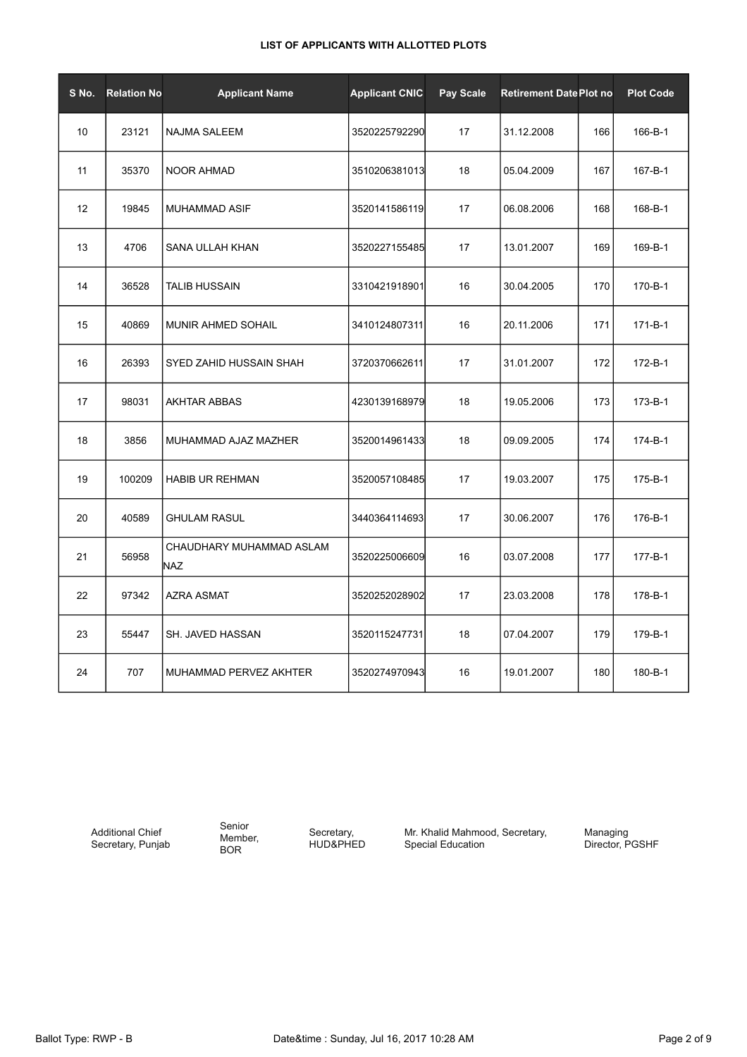**LIST OF APPLICANTS WITH ALLOTTED PLOTS**

| S No. | Relation No | Applicant Name | Applicant CNIC | Pay Scale | Retirement Date | Plot no | Plot Code |
|---|---|---|---|---|---|---|---|
| 10 | 23121 | NAJMA SALEEM | 3520225792290 | 17 | 31.12.2008 | 166 | 166-B-1 |
| 11 | 35370 | NOOR AHMAD | 3510206381013 | 18 | 05.04.2009 | 167 | 167-B-1 |
| 12 | 19845 | MUHAMMAD ASIF | 3520141586119 | 17 | 06.08.2006 | 168 | 168-B-1 |
| 13 | 4706 | SANA ULLAH KHAN | 3520227155485 | 17 | 13.01.2007 | 169 | 169-B-1 |
| 14 | 36528 | TALIB HUSSAIN | 3310421918901 | 16 | 30.04.2005 | 170 | 170-B-1 |
| 15 | 40869 | MUNIR AHMED SOHAIL | 3410124807311 | 16 | 20.11.2006 | 171 | 171-B-1 |
| 16 | 26393 | SYED ZAHID HUSSAIN SHAH | 3720370662611 | 17 | 31.01.2007 | 172 | 172-B-1 |
| 17 | 98031 | AKHTAR ABBAS | 4230139168979 | 18 | 19.05.2006 | 173 | 173-B-1 |
| 18 | 3856 | MUHAMMAD AJAZ MAZHER | 3520014961433 | 18 | 09.09.2005 | 174 | 174-B-1 |
| 19 | 100209 | HABIB UR REHMAN | 3520057108485 | 17 | 19.03.2007 | 175 | 175-B-1 |
| 20 | 40589 | GHULAM RASUL | 3440364114693 | 17 | 30.06.2007 | 176 | 176-B-1 |
| 21 | 56958 | CHAUDHARY MUHAMMAD ASLAM NAZ | 3520225006609 | 16 | 03.07.2008 | 177 | 177-B-1 |
| 22 | 97342 | AZRA ASMAT | 3520252028902 | 17 | 23.03.2008 | 178 | 178-B-1 |
| 23 | 55447 | SH. JAVED HASSAN | 3520115247731 | 18 | 07.04.2007 | 179 | 179-B-1 |
| 24 | 707 | MUHAMMAD PERVEZ AKHTER | 3520274970943 | 16 | 19.01.2007 | 180 | 180-B-1 |

Additional Chief Secretary, Punjab    Senior Member, BOR    Secretary, HUD&PHED    Mr. Khalid Mahmood, Secretary, Special Education    Managing Director, PGSHF

Ballot Type: RWP - B    Date&time : Sunday, Jul 16, 2017 10:28 AM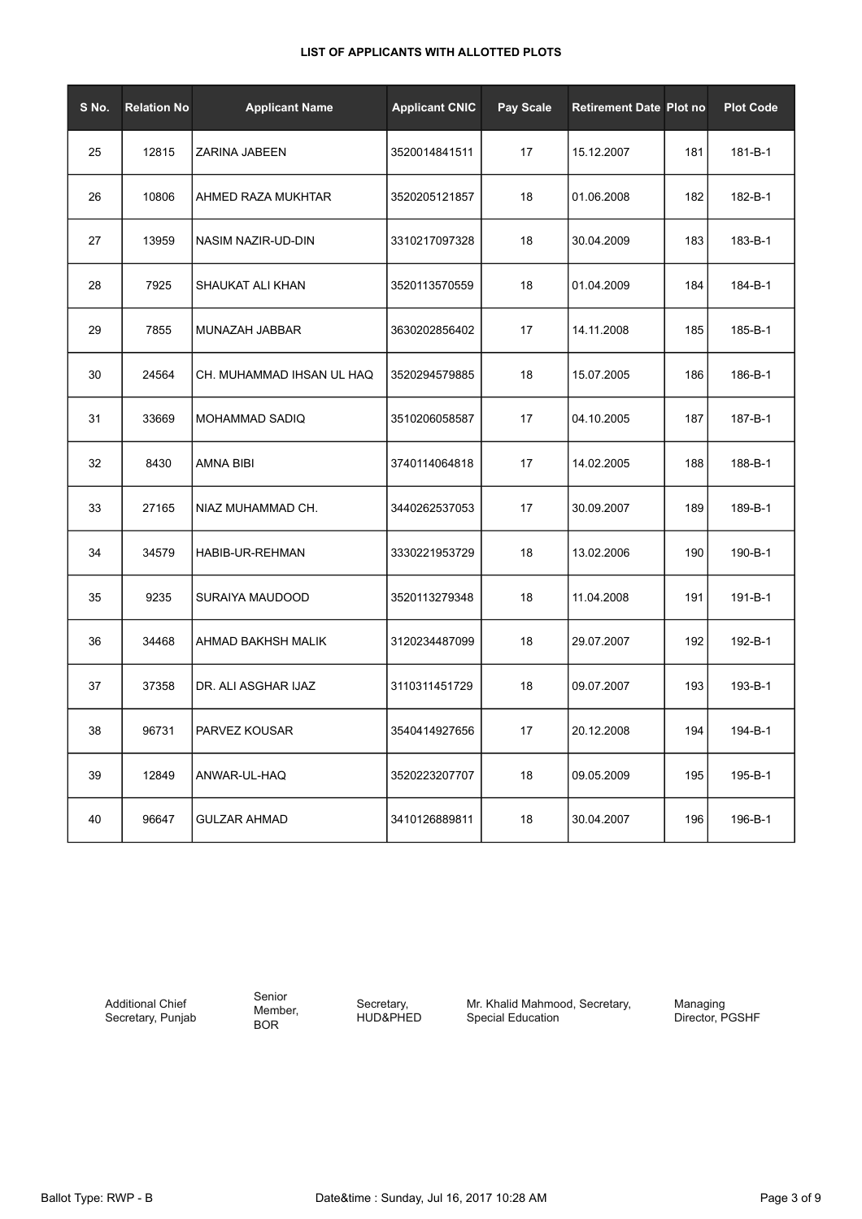**LIST OF APPLICANTS WITH ALLOTTED PLOTS**

| S No. | Relation No | Applicant Name | Applicant CNIC | Pay Scale | Retirement Date | Plot no | Plot Code |
|---|---|---|---|---|---|---|---|
| 25 | 12815 | ZARINA JABEEN | 3520014841511 | 17 | 15.12.2007 | 181 | 181-B-1 |
| 26 | 10806 | AHMED RAZA MUKHTAR | 3520205121857 | 18 | 01.06.2008 | 182 | 182-B-1 |
| 27 | 13959 | NASIM NAZIR-UD-DIN | 3310217097328 | 18 | 30.04.2009 | 183 | 183-B-1 |
| 28 | 7925 | SHAUKAT ALI KHAN | 3520113570559 | 18 | 01.04.2009 | 184 | 184-B-1 |
| 29 | 7855 | MUNAZAH JABBAR | 3630202856402 | 17 | 14.11.2008 | 185 | 185-B-1 |
| 30 | 24564 | CH. MUHAMMAD IHSAN UL HAQ | 3520294579885 | 18 | 15.07.2005 | 186 | 186-B-1 |
| 31 | 33669 | MOHAMMAD SADIQ | 3510206058587 | 17 | 04.10.2005 | 187 | 187-B-1 |
| 32 | 8430 | AMNA BIBI | 3740114064818 | 17 | 14.02.2005 | 188 | 188-B-1 |
| 33 | 27165 | NIAZ MUHAMMAD CH. | 3440262537053 | 17 | 30.09.2007 | 189 | 189-B-1 |
| 34 | 34579 | HABIB-UR-REHMAN | 3330221953729 | 18 | 13.02.2006 | 190 | 190-B-1 |
| 35 | 9235 | SURAIYA MAUDOOD | 3520113279348 | 18 | 11.04.2008 | 191 | 191-B-1 |
| 36 | 34468 | AHMAD BAKHSH MALIK | 3120234487099 | 18 | 29.07.2007 | 192 | 192-B-1 |
| 37 | 37358 | DR. ALI ASGHAR IJAZ | 3110311451729 | 18 | 09.07.2007 | 193 | 193-B-1 |
| 38 | 96731 | PARVEZ KOUSAR | 3540414927656 | 17 | 20.12.2008 | 194 | 194-B-1 |
| 39 | 12849 | ANWAR-UL-HAQ | 3520223207707 | 18 | 09.05.2009 | 195 | 195-B-1 |
| 40 | 96647 | GULZAR AHMAD | 3410126889811 | 18 | 30.04.2007 | 196 | 196-B-1 |

Additional Chief Secretary, Punjab

Senior Member, BOR

Secretary, HUD&PHED

Mr. Khalid Mahmood, Secretary, Special Education

Managing Director, PGSHF

Ballot Type: RWP - B

Date&time : Sunday, Jul 16, 2017 10:28 AM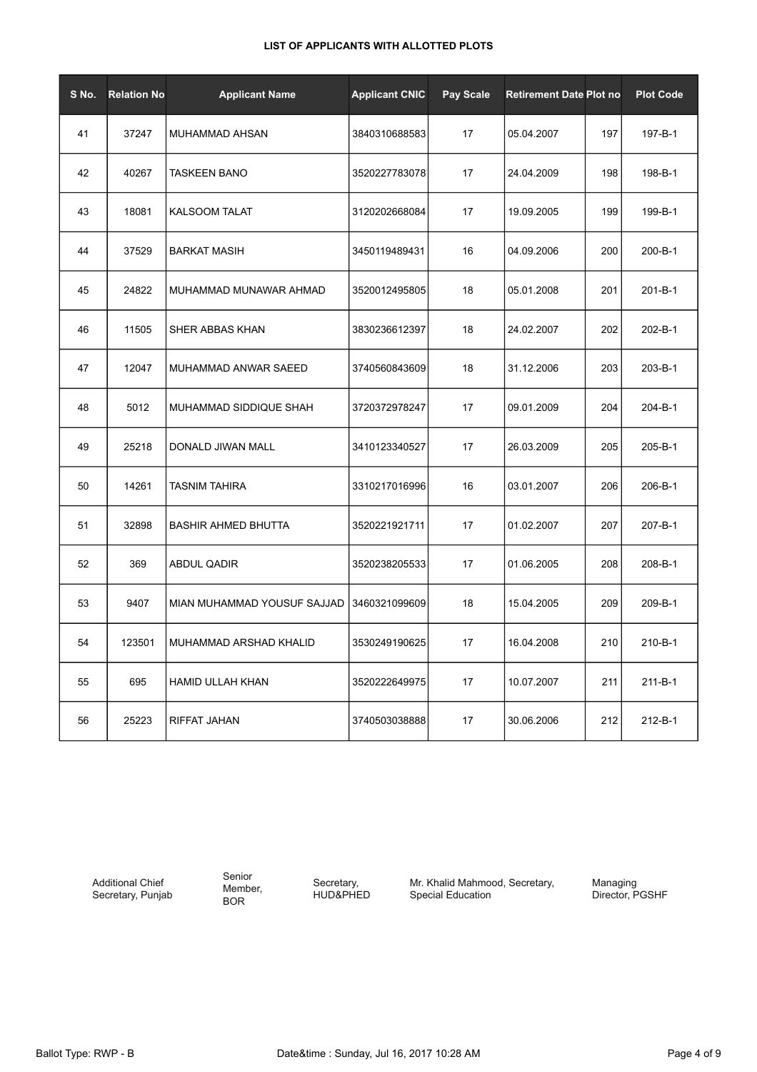**LIST OF APPLICANTS WITH ALLOTTED PLOTS**

| S No. | Relation No | Applicant Name | Applicant CNIC | Pay Scale | Retirement Date | Plot no | Plot Code |
|---|---|---|---|---|---|---|---|
| 41 | 37247 | MUHAMMAD AHSAN | 3840310688583 | 17 | 05.04.2007 | 197 | 197-B-1 |
| 42 | 40267 | TASKEEN BANO | 3520227783078 | 17 | 24.04.2009 | 198 | 198-B-1 |
| 43 | 18081 | KALSOOM TALAT | 3120202668084 | 17 | 19.09.2005 | 199 | 199-B-1 |
| 44 | 37529 | BARKAT MASIH | 3450119489431 | 16 | 04.09.2006 | 200 | 200-B-1 |
| 45 | 24822 | MUHAMMAD MUNAWAR AHMAD | 3520012495805 | 18 | 05.01.2008 | 201 | 201-B-1 |
| 46 | 11505 | SHER ABBAS KHAN | 3830236612397 | 18 | 24.02.2007 | 202 | 202-B-1 |
| 47 | 12047 | MUHAMMAD ANWAR SAEED | 3740560843609 | 18 | 31.12.2006 | 203 | 203-B-1 |
| 48 | 5012 | MUHAMMAD SIDDIQUE SHAH | 3720372978247 | 17 | 09.01.2009 | 204 | 204-B-1 |
| 49 | 25218 | DONALD JIWAN MALL | 3410123340527 | 17 | 26.03.2009 | 205 | 205-B-1 |
| 50 | 14261 | TASNIM TAHIRA | 3310217016996 | 16 | 03.01.2007 | 206 | 206-B-1 |
| 51 | 32898 | BASHIR AHMED BHUTTA | 3520221921711 | 17 | 01.02.2007 | 207 | 207-B-1 |
| 52 | 369 | ABDUL QADIR | 3520238205533 | 17 | 01.06.2005 | 208 | 208-B-1 |
| 53 | 9407 | MIAN MUHAMMAD YOUSUF SAJJAD | 3460321099609 | 18 | 15.04.2005 | 209 | 209-B-1 |
| 54 | 123501 | MUHAMMAD ARSHAD KHALID | 3530249190625 | 17 | 16.04.2008 | 210 | 210-B-1 |
| 55 | 695 | HAMID ULLAH KHAN | 3520222649975 | 17 | 10.07.2007 | 211 | 211-B-1 |
| 56 | 25223 | RIFFAT JAHAN | 3740503038888 | 17 | 30.06.2006 | 212 | 212-B-1 |

Additional Chief Secretary, Punjab

Senior Member, BOR

Secretary, HUD&PHED

Mr. Khalid Mahmood, Secretary, Special Education

Managing Director, PGSHF

Ballot Type: RWP - B

Date&time : Sunday, Jul 16, 2017 10:28 AM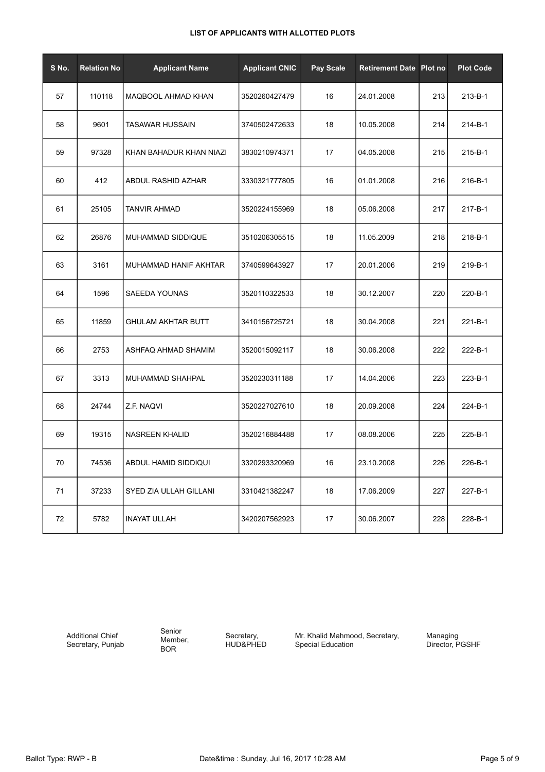**LIST OF APPLICANTS WITH ALLOTTED PLOTS**

| S No. | Relation No | Applicant Name | Applicant CNIC | Pay Scale | Retirement Date | Plot no | Plot Code |
|---|---|---|---|---|---|---|---|
| 57 | 110118 | MAQBOOL AHMAD KHAN | 3520260427479 | 16 | 24.01.2008 | 213 | 213-B-1 |
| 58 | 9601 | TASAWAR HUSSAIN | 3740502472633 | 18 | 10.05.2008 | 214 | 214-B-1 |
| 59 | 97328 | KHAN BAHADUR KHAN NIAZI | 3830210974371 | 17 | 04.05.2008 | 215 | 215-B-1 |
| 60 | 412 | ABDUL RASHID AZHAR | 3330321777805 | 16 | 01.01.2008 | 216 | 216-B-1 |
| 61 | 25105 | TANVIR AHMAD | 3520224155969 | 18 | 05.06.2008 | 217 | 217-B-1 |
| 62 | 26876 | MUHAMMAD SIDDIQUE | 3510206305515 | 18 | 11.05.2009 | 218 | 218-B-1 |
| 63 | 3161 | MUHAMMAD HANIF AKHTAR | 3740599643927 | 17 | 20.01.2006 | 219 | 219-B-1 |
| 64 | 1596 | SAEEDA YOUNAS | 3520110322533 | 18 | 30.12.2007 | 220 | 220-B-1 |
| 65 | 11859 | GHULAM AKHTAR BUTT | 3410156725721 | 18 | 30.04.2008 | 221 | 221-B-1 |
| 66 | 2753 | ASHFAQ AHMAD SHAMIM | 3520015092117 | 18 | 30.06.2008 | 222 | 222-B-1 |
| 67 | 3313 | MUHAMMAD SHAHPAL | 3520230311188 | 17 | 14.04.2006 | 223 | 223-B-1 |
| 68 | 24744 | Z.F. NAQVI | 3520227027610 | 18 | 20.09.2008 | 224 | 224-B-1 |
| 69 | 19315 | NASREEN KHALID | 3520216884488 | 17 | 08.08.2006 | 225 | 225-B-1 |
| 70 | 74536 | ABDUL HAMID SIDDIQUI | 3320293320969 | 16 | 23.10.2008 | 226 | 226-B-1 |
| 71 | 37233 | SYED ZIA ULLAH GILLANI | 3310421382247 | 18 | 17.06.2009 | 227 | 227-B-1 |
| 72 | 5782 | INAYAT ULLAH | 3420207562923 | 17 | 30.06.2007 | 228 | 228-B-1 |

Additional Chief Secretary, Punjab | Senior Member, BOR | Secretary, HUD&PHED | Mr. Khalid Mahmood, Secretary, Special Education | Managing Director, PGSHF

Ballot Type: RWP - B | Date&time : Sunday, Jul 16, 2017 10:28 AM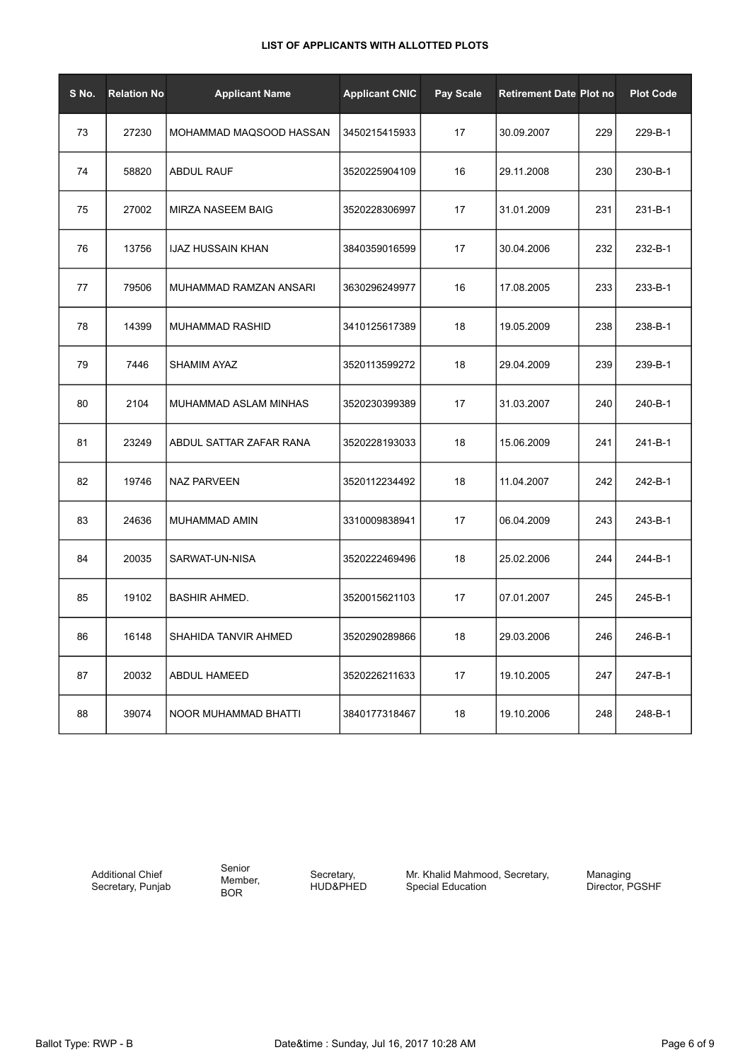**LIST OF APPLICANTS WITH ALLOTTED PLOTS**

| S No. | Relation No | Applicant Name | Applicant CNIC | Pay Scale | Retirement Date | Plot no | Plot Code |
|---|---|---|---|---|---|---|---|
| 73 | 27230 | MOHAMMAD MAQSOOD HASSAN | 3450215415933 | 17 | 30.09.2007 | 229 | 229-B-1 |
| 74 | 58820 | ABDUL RAUF | 3520225904109 | 16 | 29.11.2008 | 230 | 230-B-1 |
| 75 | 27002 | MIRZA NASEEM BAIG | 3520228306997 | 17 | 31.01.2009 | 231 | 231-B-1 |
| 76 | 13756 | IJAZ HUSSAIN KHAN | 3840359016599 | 17 | 30.04.2006 | 232 | 232-B-1 |
| 77 | 79506 | MUHAMMAD RAMZAN ANSARI | 3630296249977 | 16 | 17.08.2005 | 233 | 233-B-1 |
| 78 | 14399 | MUHAMMAD RASHID | 3410125617389 | 18 | 19.05.2009 | 238 | 238-B-1 |
| 79 | 7446 | SHAMIM AYAZ | 3520113599272 | 18 | 29.04.2009 | 239 | 239-B-1 |
| 80 | 2104 | MUHAMMAD ASLAM MINHAS | 3520230399389 | 17 | 31.03.2007 | 240 | 240-B-1 |
| 81 | 23249 | ABDUL SATTAR ZAFAR RANA | 3520228193033 | 18 | 15.06.2009 | 241 | 241-B-1 |
| 82 | 19746 | NAZ PARVEEN | 3520112234492 | 18 | 11.04.2007 | 242 | 242-B-1 |
| 83 | 24636 | MUHAMMAD AMIN | 3310009838941 | 17 | 06.04.2009 | 243 | 243-B-1 |
| 84 | 20035 | SARWAT-UN-NISA | 3520222469496 | 18 | 25.02.2006 | 244 | 244-B-1 |
| 85 | 19102 | BASHIR AHMED. | 3520015621103 | 17 | 07.01.2007 | 245 | 245-B-1 |
| 86 | 16148 | SHAHIDA TANVIR AHMED | 3520290289866 | 18 | 29.03.2006 | 246 | 246-B-1 |
| 87 | 20032 | ABDUL HAMEED | 3520226211633 | 17 | 19.10.2005 | 247 | 247-B-1 |
| 88 | 39074 | NOOR MUHAMMAD BHATTI | 3840177318467 | 18 | 19.10.2006 | 248 | 248-B-1 |

Additional Chief Secretary, Punjab | Senior Member, BOR | Secretary, HUD&PHED | Mr. Khalid Mahmood, Secretary, Special Education | Managing Director, PGSHF

Ballot Type: RWP - B | Date&time : Sunday, Jul 16, 2017 10:28 AM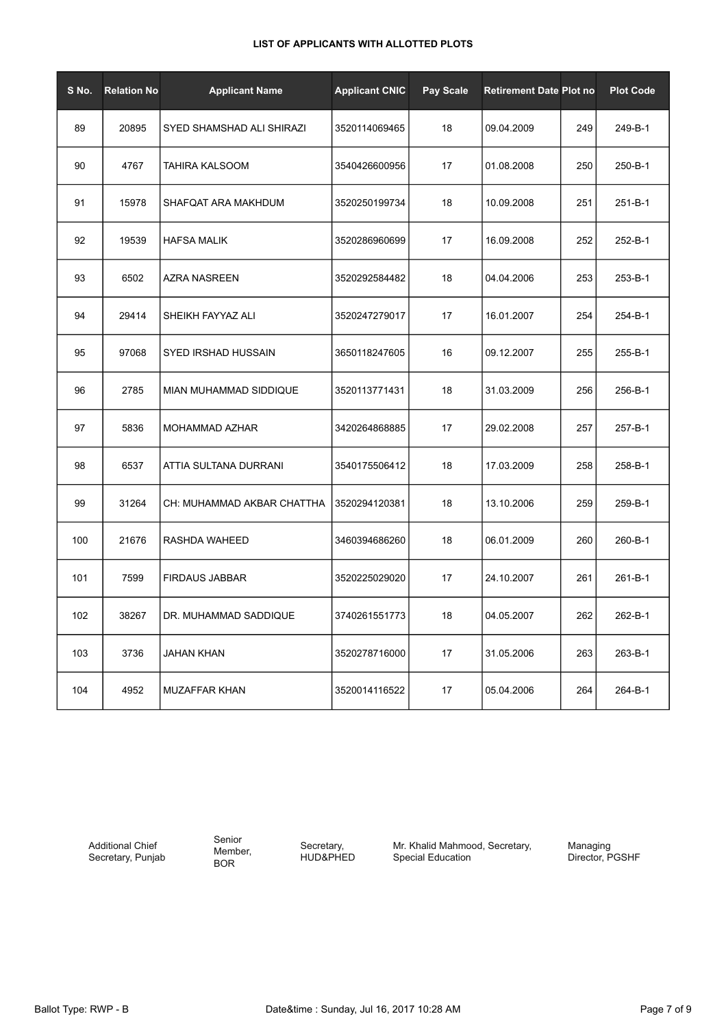**LIST OF APPLICANTS WITH ALLOTTED PLOTS**

| S No. | Relation No | Applicant Name | Applicant CNIC | Pay Scale | Retirement Date | Plot no | Plot Code |
|---|---|---|---|---|---|---|---|
| 89 | 20895 | SYED SHAMSHAD ALI SHIRAZI | 3520114069465 | 18 | 09.04.2009 | 249 | 249-B-1 |
| 90 | 4767 | TAHIRA KALSOOM | 3540426600956 | 17 | 01.08.2008 | 250 | 250-B-1 |
| 91 | 15978 | SHAFQAT ARA MAKHDUM | 3520250199734 | 18 | 10.09.2008 | 251 | 251-B-1 |
| 92 | 19539 | HAFSA MALIK | 3520286960699 | 17 | 16.09.2008 | 252 | 252-B-1 |
| 93 | 6502 | AZRA NASREEN | 3520292584482 | 18 | 04.04.2006 | 253 | 253-B-1 |
| 94 | 29414 | SHEIKH FAYYAZ ALI | 3520247279017 | 17 | 16.01.2007 | 254 | 254-B-1 |
| 95 | 97068 | SYED IRSHAD HUSSAIN | 3650118247605 | 16 | 09.12.2007 | 255 | 255-B-1 |
| 96 | 2785 | MIAN MUHAMMAD SIDDIQUE | 3520113771431 | 18 | 31.03.2009 | 256 | 256-B-1 |
| 97 | 5836 | MOHAMMAD AZHAR | 3420264868885 | 17 | 29.02.2008 | 257 | 257-B-1 |
| 98 | 6537 | ATTIA SULTANA DURRANI | 3540175506412 | 18 | 17.03.2009 | 258 | 258-B-1 |
| 99 | 31264 | CH: MUHAMMAD AKBAR CHATTHA | 3520294120381 | 18 | 13.10.2006 | 259 | 259-B-1 |
| 100 | 21676 | RASHDA WAHEED | 3460394686260 | 18 | 06.01.2009 | 260 | 260-B-1 |
| 101 | 7599 | FIRDAUS JABBAR | 3520225029020 | 17 | 24.10.2007 | 261 | 261-B-1 |
| 102 | 38267 | DR. MUHAMMAD SADDIQUE | 3740261551773 | 18 | 04.05.2007 | 262 | 262-B-1 |
| 103 | 3736 | JAHAN KHAN | 3520278716000 | 17 | 31.05.2006 | 263 | 263-B-1 |
| 104 | 4952 | MUZAFFAR KHAN | 3520014116522 | 17 | 05.04.2006 | 264 | 264-B-1 |

Additional Chief Secretary, Punjab | Senior Member, BOR | Secretary, HUD&PHED | Mr. Khalid Mahmood, Secretary, Special Education | Managing Director, PGSHF

Ballot Type: RWP - B    Date&time : Sunday, Jul 16, 2017 10:28 AM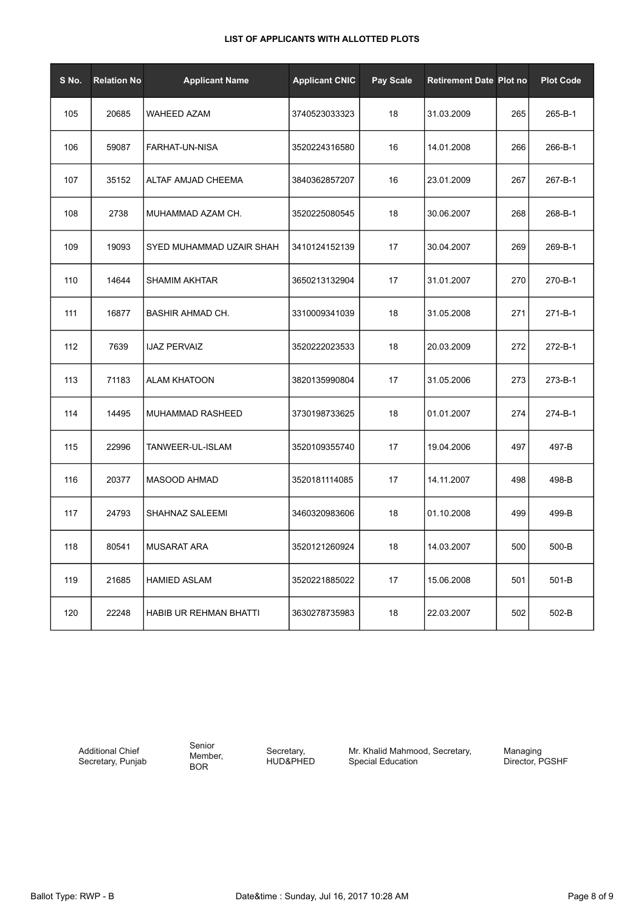**LIST OF APPLICANTS WITH ALLOTTED PLOTS**

| S No. | Relation No | Applicant Name | Applicant CNIC | Pay Scale | Retirement Date | Plot no | Plot Code |
|---|---|---|---|---|---|---|---|
| 105 | 20685 | WAHEED AZAM | 3740523033323 | 18 | 31.03.2009 | 265 | 265-B-1 |
| 106 | 59087 | FARHAT-UN-NISA | 3520224316580 | 16 | 14.01.2008 | 266 | 266-B-1 |
| 107 | 35152 | ALTAF AMJAD CHEEMA | 3840362857207 | 16 | 23.01.2009 | 267 | 267-B-1 |
| 108 | 2738 | MUHAMMAD AZAM CH. | 3520225080545 | 18 | 30.06.2007 | 268 | 268-B-1 |
| 109 | 19093 | SYED MUHAMMAD UZAIR SHAH | 3410124152139 | 17 | 30.04.2007 | 269 | 269-B-1 |
| 110 | 14644 | SHAMIM AKHTAR | 3650213132904 | 17 | 31.01.2007 | 270 | 270-B-1 |
| 111 | 16877 | BASHIR AHMAD CH. | 3310009341039 | 18 | 31.05.2008 | 271 | 271-B-1 |
| 112 | 7639 | IJAZ PERVAIZ | 3520222023533 | 18 | 20.03.2009 | 272 | 272-B-1 |
| 113 | 71183 | ALAM KHATOON | 3820135990804 | 17 | 31.05.2006 | 273 | 273-B-1 |
| 114 | 14495 | MUHAMMAD RASHEED | 3730198733625 | 18 | 01.01.2007 | 274 | 274-B-1 |
| 115 | 22996 | TANWEER-UL-ISLAM | 3520109355740 | 17 | 19.04.2006 | 497 | 497-B |
| 116 | 20377 | MASOOD AHMAD | 3520181114085 | 17 | 14.11.2007 | 498 | 498-B |
| 117 | 24793 | SHAHNAZ SALEEMI | 3460320983606 | 18 | 01.10.2008 | 499 | 499-B |
| 118 | 80541 | MUSARAT ARA | 3520121260924 | 18 | 14.03.2007 | 500 | 500-B |
| 119 | 21685 | HAMIED ASLAM | 3520221885022 | 17 | 15.06.2008 | 501 | 501-B |
| 120 | 22248 | HABIB UR REHMAN BHATTI | 3630278735983 | 18 | 22.03.2007 | 502 | 502-B |

Additional Chief Secretary, Punjab

Senior Member, BOR

Secretary, HUD&PHED

Mr. Khalid Mahmood, Secretary, Special Education

Managing Director, PGSHF

Ballot Type: RWP - B

Date&time : Sunday, Jul 16, 2017 10:28 AM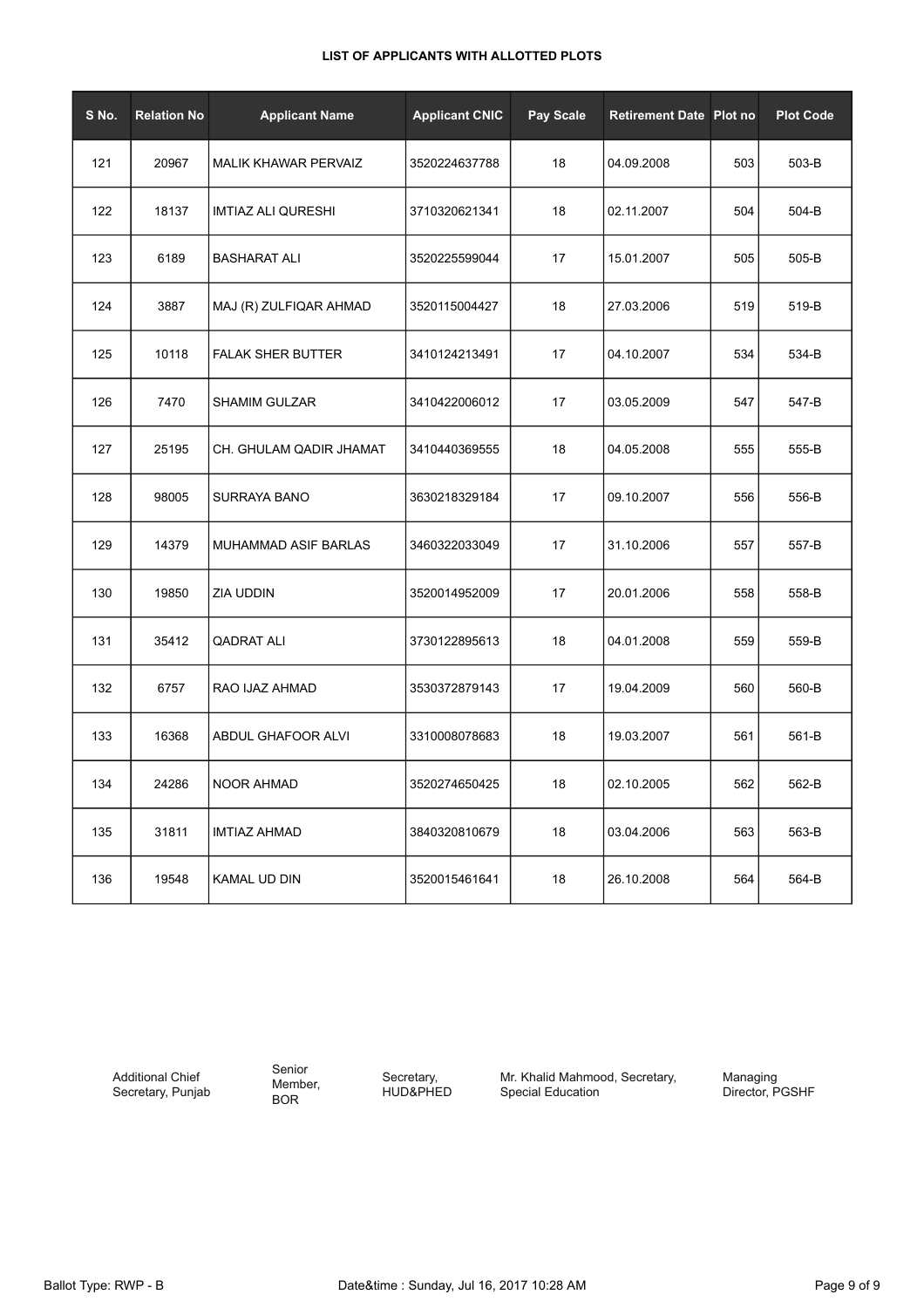**LIST OF APPLICANTS WITH ALLOTTED PLOTS**

| S No. | Relation No | Applicant Name | Applicant CNIC | Pay Scale | Retirement Date | Plot no | Plot Code |
|---|---|---|---|---|---|---|---|
| 121 | 20967 | MALIK KHAWAR PERVAIZ | 3520224637788 | 18 | 04.09.2008 | 503 | 503-B |
| 122 | 18137 | IMTIAZ ALI QURESHI | 3710320621341 | 18 | 02.11.2007 | 504 | 504-B |
| 123 | 6189 | BASHARAT ALI | 3520225599044 | 17 | 15.01.2007 | 505 | 505-B |
| 124 | 3887 | MAJ (R) ZULFIQAR AHMAD | 3520115004427 | 18 | 27.03.2006 | 519 | 519-B |
| 125 | 10118 | FALAK SHER BUTTER | 3410124213491 | 17 | 04.10.2007 | 534 | 534-B |
| 126 | 7470 | SHAMIM GULZAR | 3410422006012 | 17 | 03.05.2009 | 547 | 547-B |
| 127 | 25195 | CH. GHULAM QADIR JHAMAT | 3410440369555 | 18 | 04.05.2008 | 555 | 555-B |
| 128 | 98005 | SURRAYA BANO | 3630218329184 | 17 | 09.10.2007 | 556 | 556-B |
| 129 | 14379 | MUHAMMAD ASIF BARLAS | 3460322033049 | 17 | 31.10.2006 | 557 | 557-B |
| 130 | 19850 | ZIA UDDIN | 3520014952009 | 17 | 20.01.2006 | 558 | 558-B |
| 131 | 35412 | QADRAT ALI | 3730122895613 | 18 | 04.01.2008 | 559 | 559-B |
| 132 | 6757 | RAO IJAZ AHMAD | 3530372879143 | 17 | 19.04.2009 | 560 | 560-B |
| 133 | 16368 | ABDUL GHAFOOR ALVI | 3310008078683 | 18 | 19.03.2007 | 561 | 561-B |
| 134 | 24286 | NOOR AHMAD | 3520274650425 | 18 | 02.10.2005 | 562 | 562-B |
| 135 | 31811 | IMTIAZ AHMAD | 3840320810679 | 18 | 03.04.2006 | 563 | 563-B |
| 136 | 19548 | KAMAL UD DIN | 3520015461641 | 18 | 26.10.2008 | 564 | 564-B |

Additional Chief Secretary, Punjab

Senior Member, BOR

Secretary, HUD&PHED

Mr. Khalid Mahmood, Secretary, Special Education

Managing Director, PGSHF

Ballot Type: RWP - B

Date&time : Sunday, Jul 16, 2017 10:28 AM